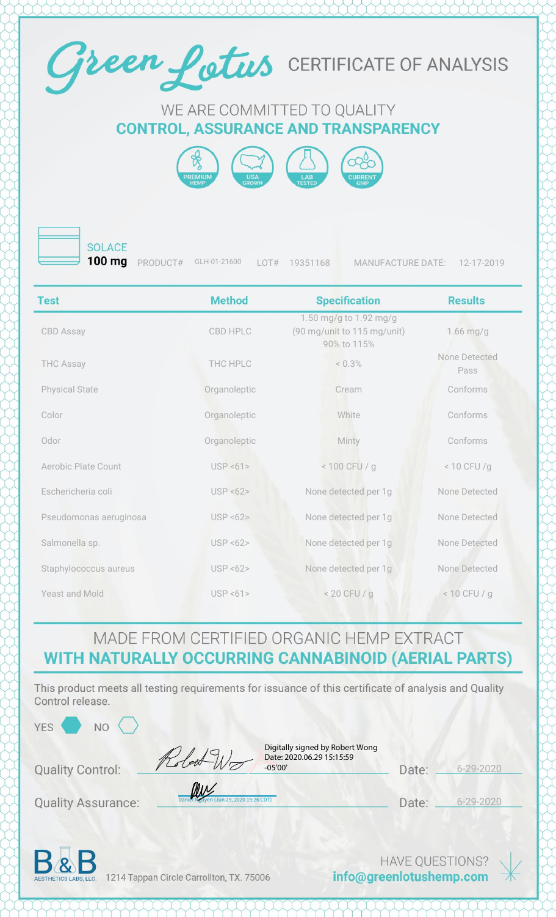# Green Lotus CERTIFICATE OF ANALYSIS

WE ARE COMMITTED TO QUALITY
**CONTROL, ASSURANCE AND TRANSPARENCY**

PREMIUM HEMP | USA GROWN | LAB TESTED | CURRENT GMP

SOLACE
**100 mg** PRODUCT# GLH-01-21600 LOT# 19351168 MANUFACTURE DATE: 12-17-2019

| Test | Method | Specification | Results |
|---|---|---|---|
| CBD Assay | CBD HPLC | 1.50 mg/g to 1.92 mg/g (90 mg/unit to 115 mg/unit) 90% to 115% | 1.66 mg/g |
| THC Assay | THC HPLC | < 0.3% | None Detected Pass |
| Physical State | Organoleptic | Cream | Conforms |
| Color | Organoleptic | White | Conforms |
| Odor | Organoleptic | Minty | Conforms |
| Aerobic Plate Count | USP <61> | < 100 CFU / g | < 10 CFU /g |
| Eschericheria coli | USP <62> | None detected per 1g | None Detected |
| Pseudomonas aeruginosa | USP <62> | None detected per 1g | None Detected |
| Salmonella sp. | USP <62> | None detected per 1g | None Detected |
| Staphylococcus aureus | USP <62> | None detected per 1g | None Detected |
| Yeast and Mold | USP <61> | < 20 CFU / g | < 10 CFU / g |

MADE FROM CERTIFIED ORGANIC HEMP EXTRACT
**WITH NATURALLY OCCURRING CANNABINOID (AERIAL PARTS)**

This product meets all testing requirements for issuance of this certificate of analysis and Quality Control release.

YES ⬢ NO ⬡

Quality Control: Digitally signed by Robert Wong Date: 2020.06.29 15:15:59 -05'00' Date: 6-29-2020

Quality Assurance: Daniel Nguyen (Jun 29, 2020 15:26 CDT) Date: 6-29-2020

B&B AESTHETICS LABS, LLC. 1214 Tappan Circle Carrollton, TX. 75006

HAVE QUESTIONS?
**info@greenlotushemp.com**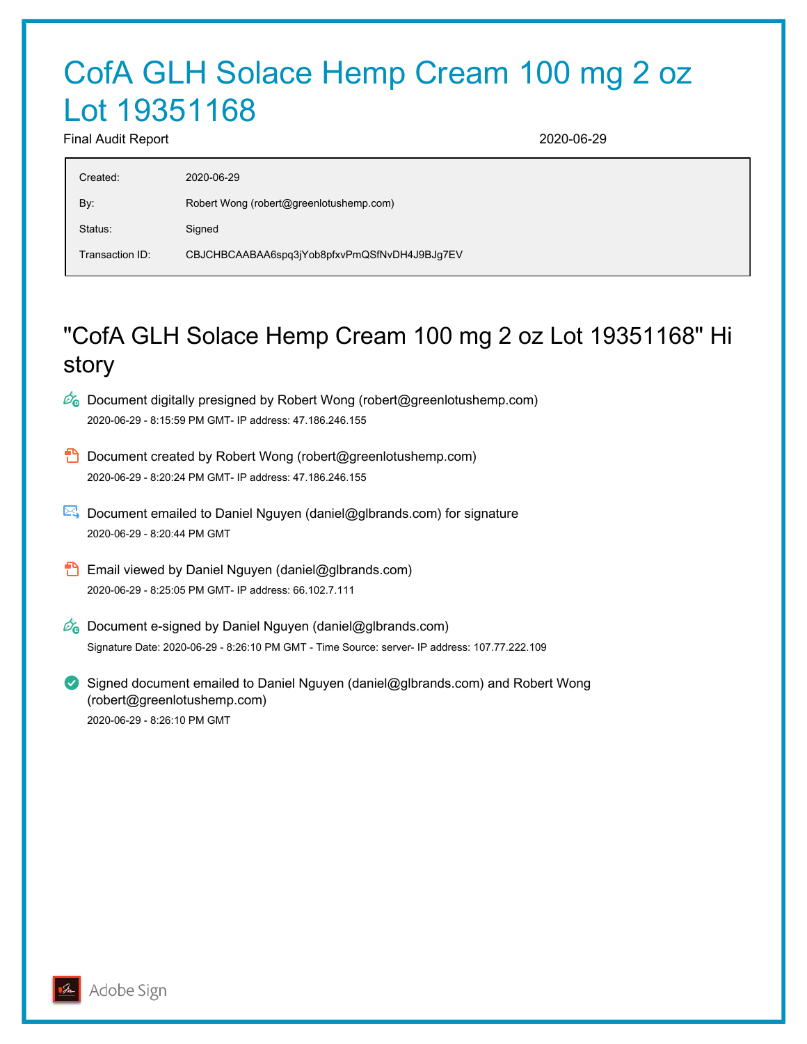# CofA GLH Solace Hemp Cream 100 mg 2 oz Lot 19351168

Final Audit Report 2020-06-29

| | |
|---|---|
| Created: | 2020-06-29 |
| By: | Robert Wong (robert@greenlotushemp.com) |
| Status: | Signed |
| Transaction ID: | CBJCHBCAABAA6spq3jYob8pfxvPmQSfNvDH4J9BJg7EV |

## "CofA GLH Solace Hemp Cream 100 mg 2 oz Lot 19351168" History

- Document digitally presigned by Robert Wong (robert@greenlotushemp.com)
  2020-06-29 - 8:15:59 PM GMT- IP address: 47.186.246.155

- Document created by Robert Wong (robert@greenlotushemp.com)
  2020-06-29 - 8:20:24 PM GMT- IP address: 47.186.246.155

- Document emailed to Daniel Nguyen (daniel@glbrands.com) for signature
  2020-06-29 - 8:20:44 PM GMT

- Email viewed by Daniel Nguyen (daniel@glbrands.com)
  2020-06-29 - 8:25:05 PM GMT- IP address: 66.102.7.111

- Document e-signed by Daniel Nguyen (daniel@glbrands.com)
  Signature Date: 2020-06-29 - 8:26:10 PM GMT - Time Source: server- IP address: 107.77.222.109

- Signed document emailed to Daniel Nguyen (daniel@glbrands.com) and Robert Wong (robert@greenlotushemp.com)
  2020-06-29 - 8:26:10 PM GMT

Adobe Sign